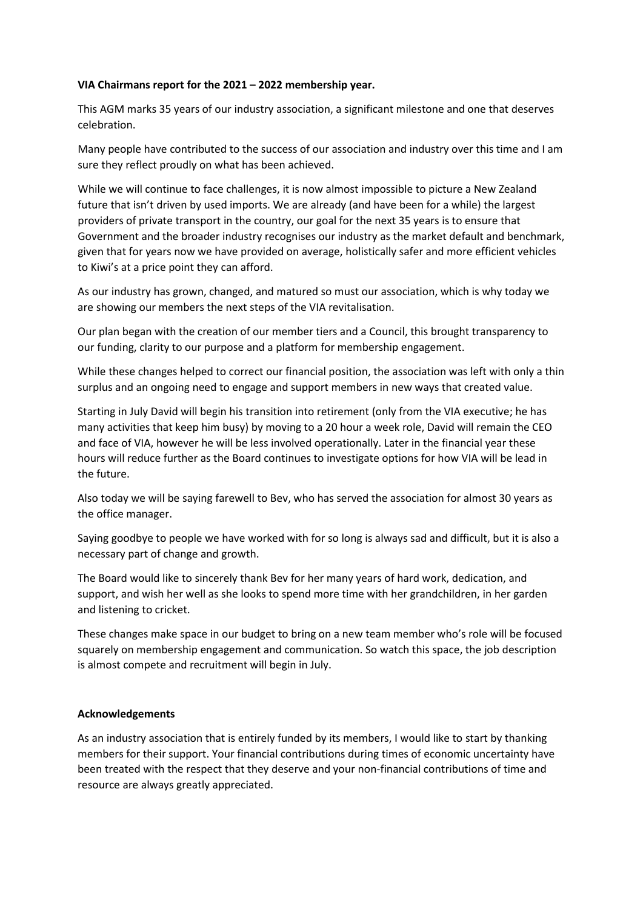**VIA Chairmans report for the 2021 – 2022 membership year.**

This AGM marks 35 years of our industry association, a significant milestone and one that deserves celebration.

Many people have contributed to the success of our association and industry over this time and I am sure they reflect proudly on what has been achieved.

While we will continue to face challenges, it is now almost impossible to picture a New Zealand future that isn't driven by used imports. We are already (and have been for a while) the largest providers of private transport in the country, our goal for the next 35 years is to ensure that Government and the broader industry recognises our industry as the market default and benchmark, given that for years now we have provided on average, holistically safer and more efficient vehicles to Kiwi's at a price point they can afford.

As our industry has grown, changed, and matured so must our association, which is why today we are showing our members the next steps of the VIA revitalisation.

Our plan began with the creation of our member tiers and a Council, this brought transparency to our funding, clarity to our purpose and a platform for membership engagement.

While these changes helped to correct our financial position, the association was left with only a thin surplus and an ongoing need to engage and support members in new ways that created value.

Starting in July David will begin his transition into retirement (only from the VIA executive; he has many activities that keep him busy) by moving to a 20 hour a week role, David will remain the CEO and face of VIA, however he will be less involved operationally. Later in the financial year these hours will reduce further as the Board continues to investigate options for how VIA will be lead in the future.

Also today we will be saying farewell to Bev, who has served the association for almost 30 years as the office manager.

Saying goodbye to people we have worked with for so long is always sad and difficult, but it is also a necessary part of change and growth.

The Board would like to sincerely thank Bev for her many years of hard work, dedication, and support, and wish her well as she looks to spend more time with her grandchildren, in her garden and listening to cricket.

These changes make space in our budget to bring on a new team member who's role will be focused squarely on membership engagement and communication. So watch this space, the job description is almost compete and recruitment will begin in July.

**Acknowledgements**

As an industry association that is entirely funded by its members, I would like to start by thanking members for their support. Your financial contributions during times of economic uncertainty have been treated with the respect that they deserve and your non-financial contributions of time and resource are always greatly appreciated.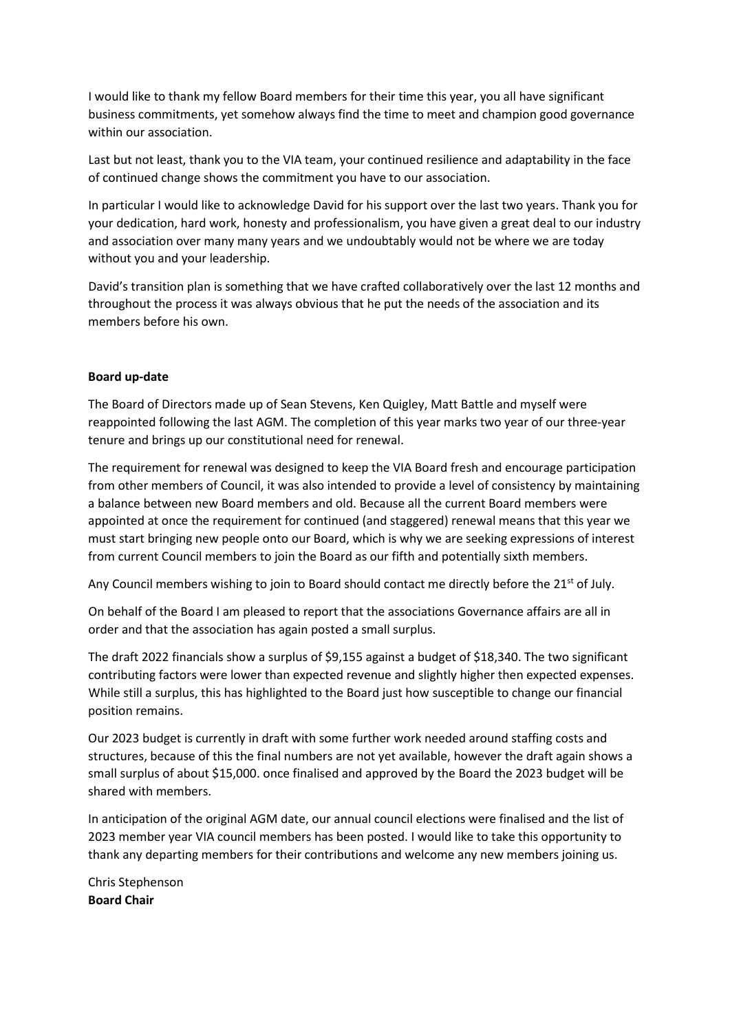I would like to thank my fellow Board members for their time this year, you all have significant business commitments, yet somehow always find the time to meet and champion good governance within our association.

Last but not least, thank you to the VIA team, your continued resilience and adaptability in the face of continued change shows the commitment you have to our association.

In particular I would like to acknowledge David for his support over the last two years. Thank you for your dedication, hard work, honesty and professionalism, you have given a great deal to our industry and association over many many years and we undoubtably would not be where we are today without you and your leadership.

David's transition plan is something that we have crafted collaboratively over the last 12 months and throughout the process it was always obvious that he put the needs of the association and its members before his own.

**Board up-date**

The Board of Directors made up of Sean Stevens, Ken Quigley, Matt Battle and myself were reappointed following the last AGM. The completion of this year marks two year of our three-year tenure and brings up our constitutional need for renewal.

The requirement for renewal was designed to keep the VIA Board fresh and encourage participation from other members of Council, it was also intended to provide a level of consistency by maintaining a balance between new Board members and old. Because all the current Board members were appointed at once the requirement for continued (and staggered) renewal means that this year we must start bringing new people onto our Board, which is why we are seeking expressions of interest from current Council members to join the Board as our fifth and potentially sixth members.

Any Council members wishing to join to Board should contact me directly before the 21st of July.

On behalf of the Board I am pleased to report that the associations Governance affairs are all in order and that the association has again posted a small surplus.

The draft 2022 financials show a surplus of $9,155 against a budget of $18,340. The two significant contributing factors were lower than expected revenue and slightly higher then expected expenses. While still a surplus, this has highlighted to the Board just how susceptible to change our financial position remains.

Our 2023 budget is currently in draft with some further work needed around staffing costs and structures, because of this the final numbers are not yet available, however the draft again shows a small surplus of about $15,000. once finalised and approved by the Board the 2023 budget will be shared with members.

In anticipation of the original AGM date, our annual council elections were finalised and the list of 2023 member year VIA council members has been posted. I would like to take this opportunity to thank any departing members for their contributions and welcome any new members joining us.

Chris Stephenson
**Board Chair**